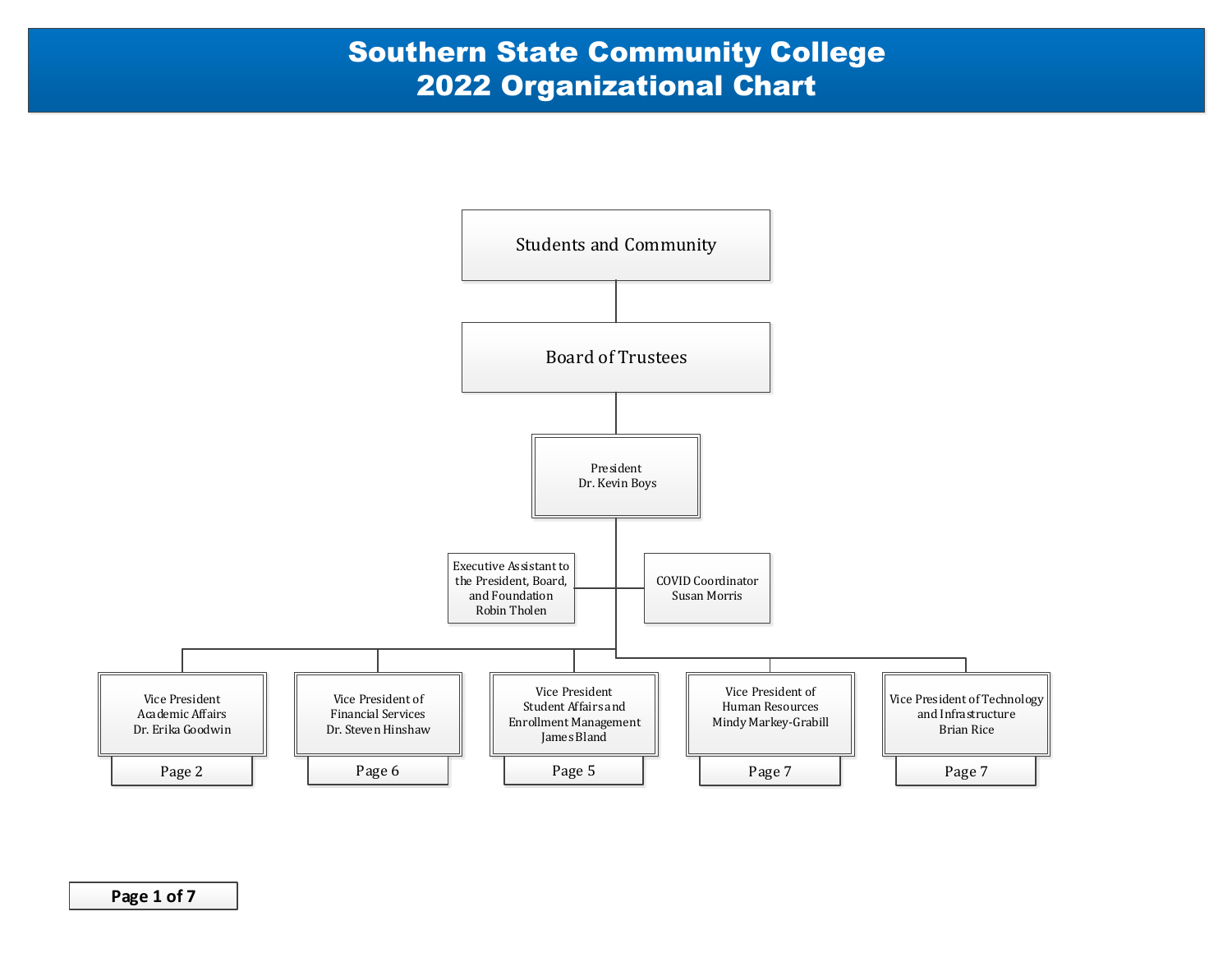# Southern State Community College
# 2022 Organizational Chart

- Students and Community
  - Board of Trustees
    - President
      Dr. Kevin Boys
      - Executive Assistant to the President, Board, and Foundation
        Robin Tholen
      - COVID Coordinator
        Susan Morris
      - Vice President
        Academic Affairs
        Dr. Erika Goodwin
        (Page 2)
      - Vice President of
        Financial Services
        Dr. Steven Hinshaw
        (Page 6)
      - Vice President
        Student Affairs and
        Enrollment Management
        James Bland
        (Page 5)
      - Vice President of
        Human Resources
        Mindy Markey-Grabill
        (Page 7)
      - Vice President of Technology and Infrastructure
        Brian Rice
        (Page 7)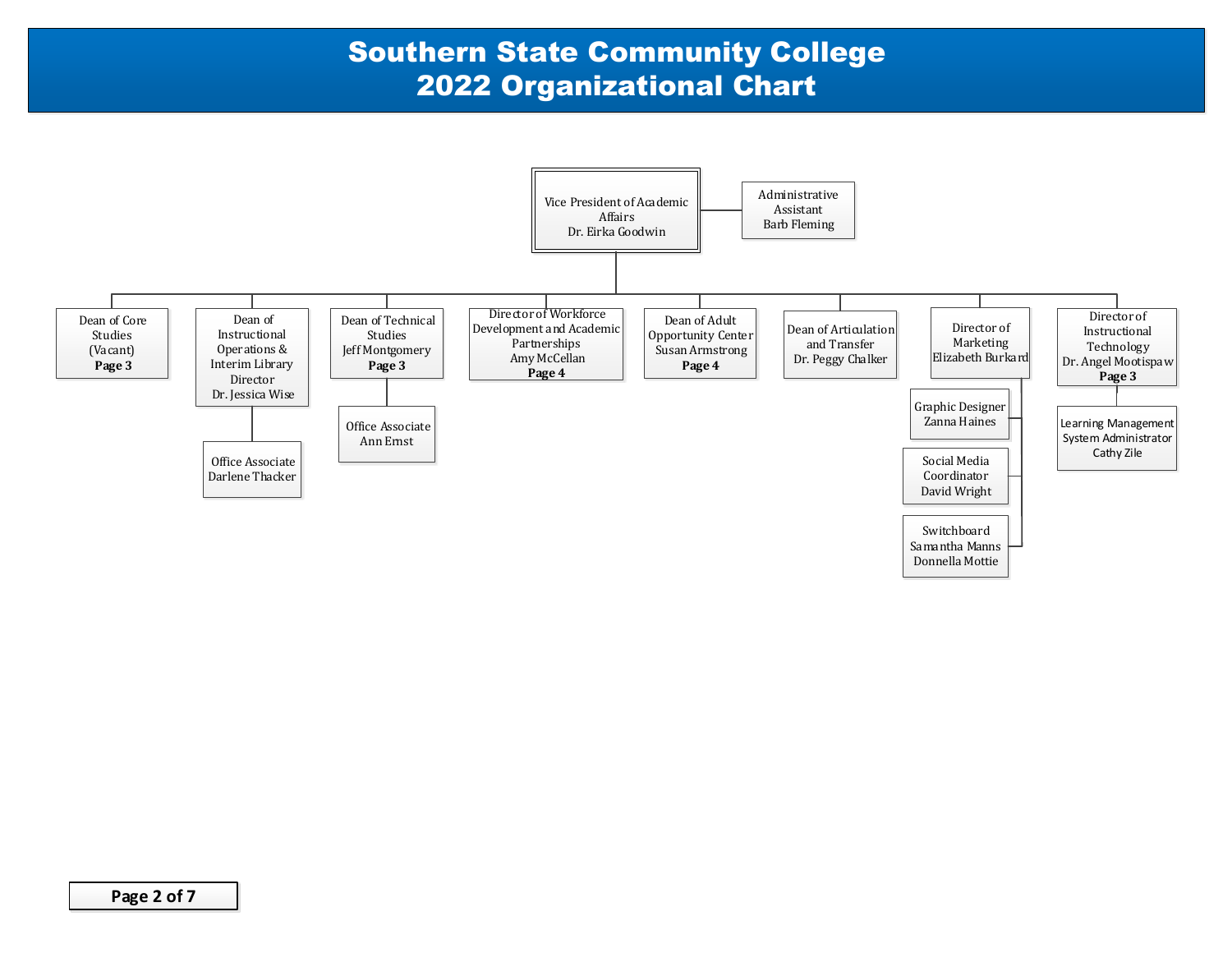# Southern State Community College
# 2022 Organizational Chart

- **Vice President of Academic Affairs** – Dr. Eirka Goodwin
  - Administrative Assistant – Barb Fleming
  - Dean of Core Studies (Vacant) – **Page 3**
  - Dean of Instructional Operations & Interim Library Director – Dr. Jessica Wise
    - Office Associate – Darlene Thacker
  - Dean of Technical Studies – Jeff Montgomery – **Page 3**
    - Office Associate – Ann Ernst
  - Director of Workforce Development and Academic Partnerships – Amy McCellan – **Page 4**
  - Dean of Adult Opportunity Center – Susan Armstrong – **Page 4**
  - Dean of Articulation and Transfer – Dr. Peggy Chalker
  - Director of Marketing – Elizabeth Burkard
    - Graphic Designer – Zanna Haines
    - Social Media Coordinator – David Wright
    - Switchboard – Samantha Manns, Donnella Mottie
  - Director of Instructional Technology – Dr. Angel Mootispaw – **Page 3**
    - Learning Management System Administrator – Cathy Zile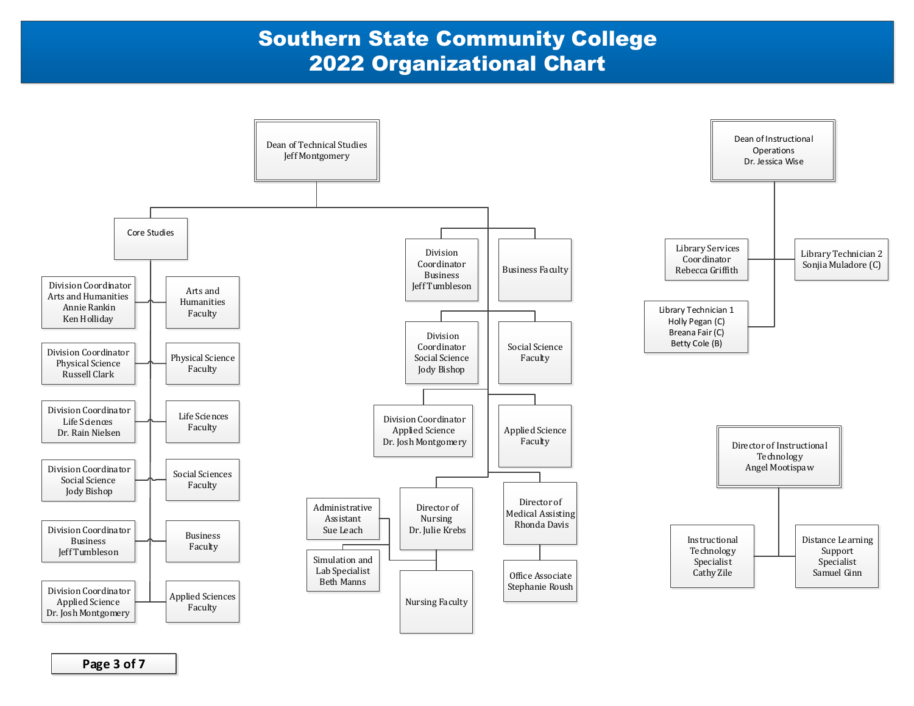# Southern State Community College
# 2022 Organizational Chart

## Dean of Technical Studies
Jeff Montgomery

- **Core Studies**
  - Division Coordinator Arts and Humanities — Annie Rankin, Ken Holliday
    - Arts and Humanities Faculty
  - Division Coordinator Physical Science — Russell Clark
    - Physical Science Faculty
  - Division Coordinator Life Sciences — Dr. Rain Nielsen
    - Life Sciences Faculty
  - Division Coordinator Social Science — Jody Bishop
    - Social Sciences Faculty
  - Division Coordinator Business — Jeff Tumbleson
    - Business Faculty
  - Division Coordinator Applied Science — Dr. Josh Montgomery
    - Applied Sciences Faculty
- **Division Coordinator Business** — Jeff Tumbleson
  - Business Faculty
- **Division Coordinator Social Science** — Jody Bishop
  - Social Science Faculty
- **Division Coordinator Applied Science** — Dr. Josh Montgomery
  - Applied Science Faculty
- **Director of Nursing** — Dr. Julie Krebs
  - Administrative Assistant — Sue Leach
  - Simulation and Lab Specialist — Beth Manns
  - Nursing Faculty
- **Director of Medical Assisting** — Rhonda Davis
  - Office Associate — Stephanie Roush

## Dean of Instructional Operations
Dr. Jessica Wise

- Library Services Coordinator — Rebecca Griffith
- Library Technician 2 — Sonjia Muladore (C)
- Library Technician 1 — Holly Pegan (C), Breana Fair (C), Betty Cole (B)

## Director of Instructional Technology
Angel Mootispaw

- Instructional Technology Specialist — Cathy Zile
- Distance Learning Support Specialist — Samuel Ginn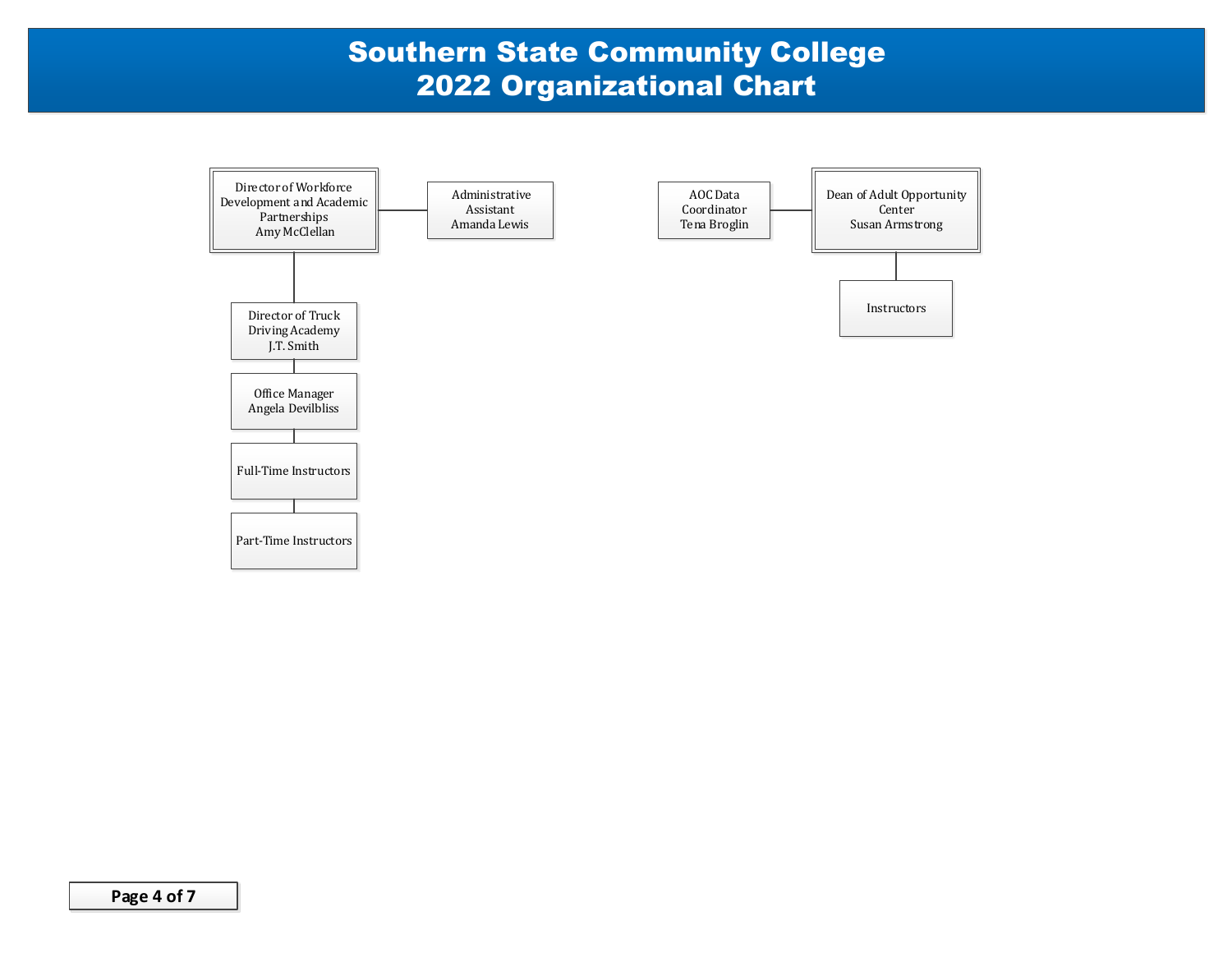# Southern State Community College
# 2022 Organizational Chart

- Director of Workforce Development and Academic Partnerships
  Amy McClellan
  - Administrative Assistant
    Amanda Lewis
  - Director of Truck Driving Academy
    J.T. Smith
    - Office Manager
      Angela Devilbliss
      - Full-Time Instructors
        - Part-Time Instructors

- Dean of Adult Opportunity Center
  Susan Armstrong
  - AOC Data Coordinator
    Tena Broglin
  - Instructors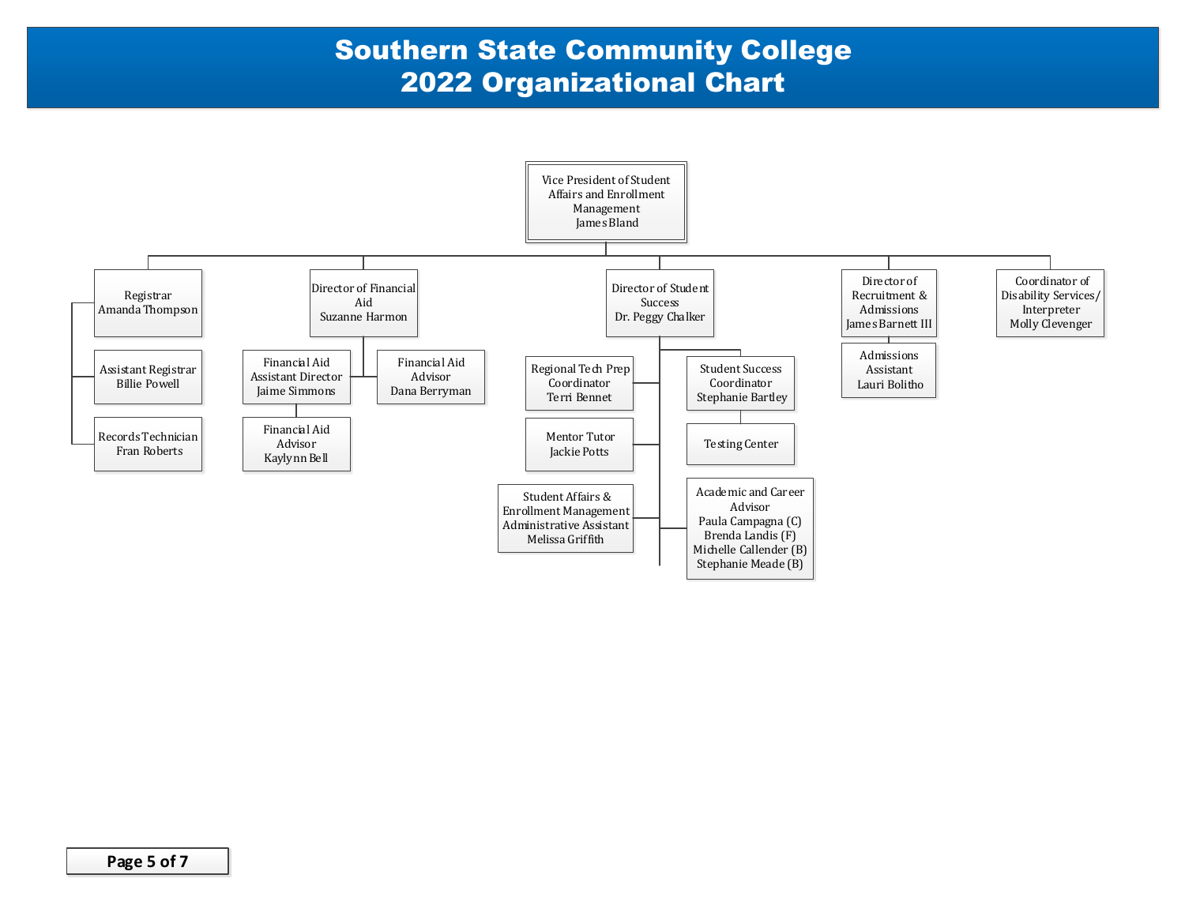# Southern State Community College
# 2022 Organizational Chart

- **Vice President of Student Affairs and Enrollment Management** — James Bland
  - **Registrar** — Amanda Thompson
    - Assistant Registrar — Billie Powell
    - Records Technician — Fran Roberts
  - **Director of Financial Aid** — Suzanne Harmon
    - Financial Aid Assistant Director — Jaime Simmons
      - Financial Aid Advisor — Kaylynn Bell
    - Financial Aid Advisor — Dana Berryman
  - **Director of Student Success** — Dr. Peggy Chalker
    - Regional Tech Prep Coordinator — Terri Bennet
    - Mentor Tutor — Jackie Potts
    - Student Affairs & Enrollment Management Administrative Assistant — Melissa Griffith
    - Student Success Coordinator — Stephanie Bartley
      - Testing Center
    - Academic and Career Advisor — Paula Campagna (C), Brenda Landis (F), Michelle Callender (B), Stephanie Meade (B)
  - **Director of Recruitment & Admissions** — James Barnett III
    - Admissions Assistant — Lauri Bolitho
  - **Coordinator of Disability Services/ Interpreter** — Molly Clevenger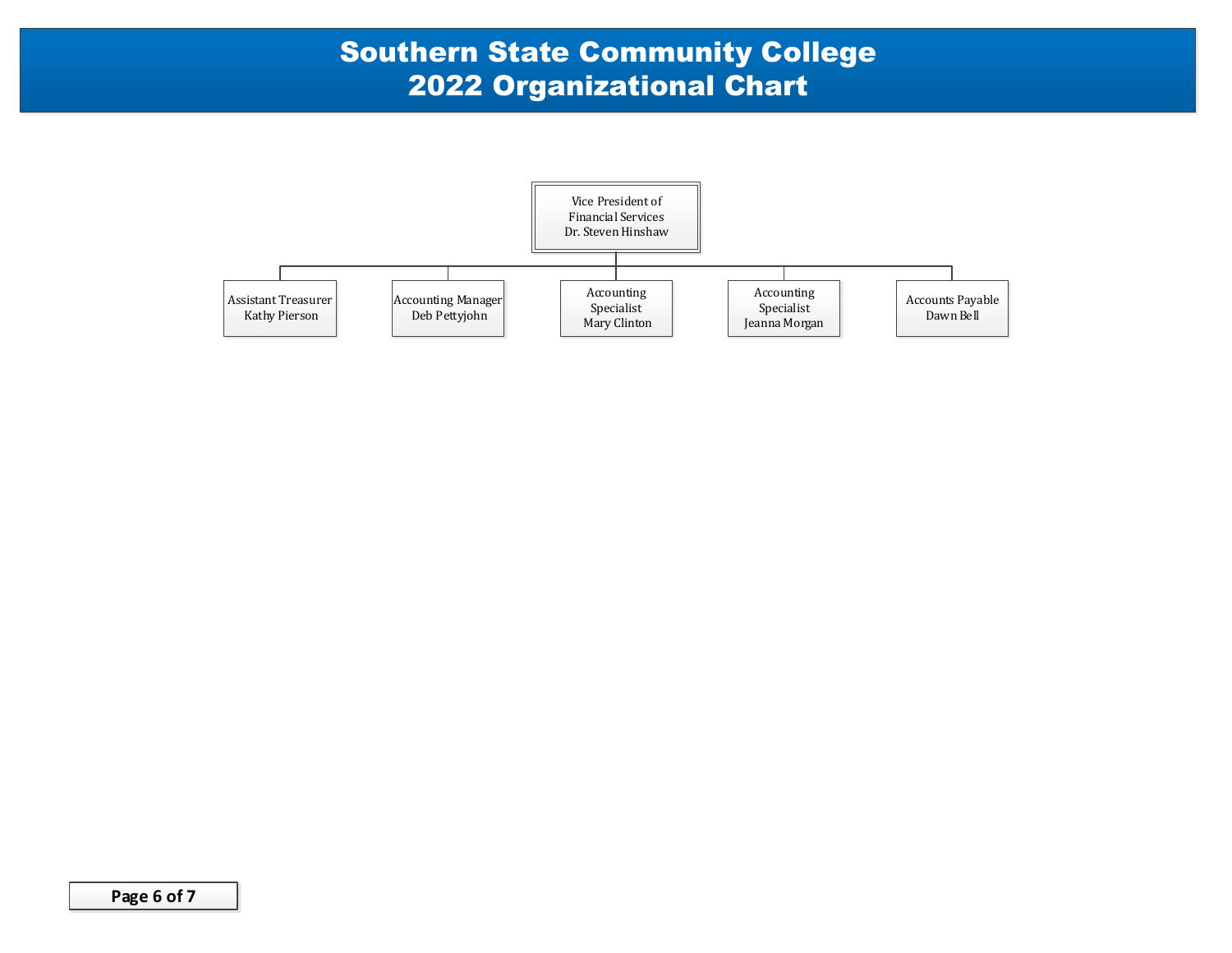# Southern State Community College
# 2022 Organizational Chart

- **Vice President of Financial Services** – Dr. Steven Hinshaw
  - Assistant Treasurer – Kathy Pierson
  - Accounting Manager – Deb Pettyjohn
  - Accounting Specialist – Mary Clinton
  - Accounting Specialist – Jeanna Morgan
  - Accounts Payable – Dawn Bell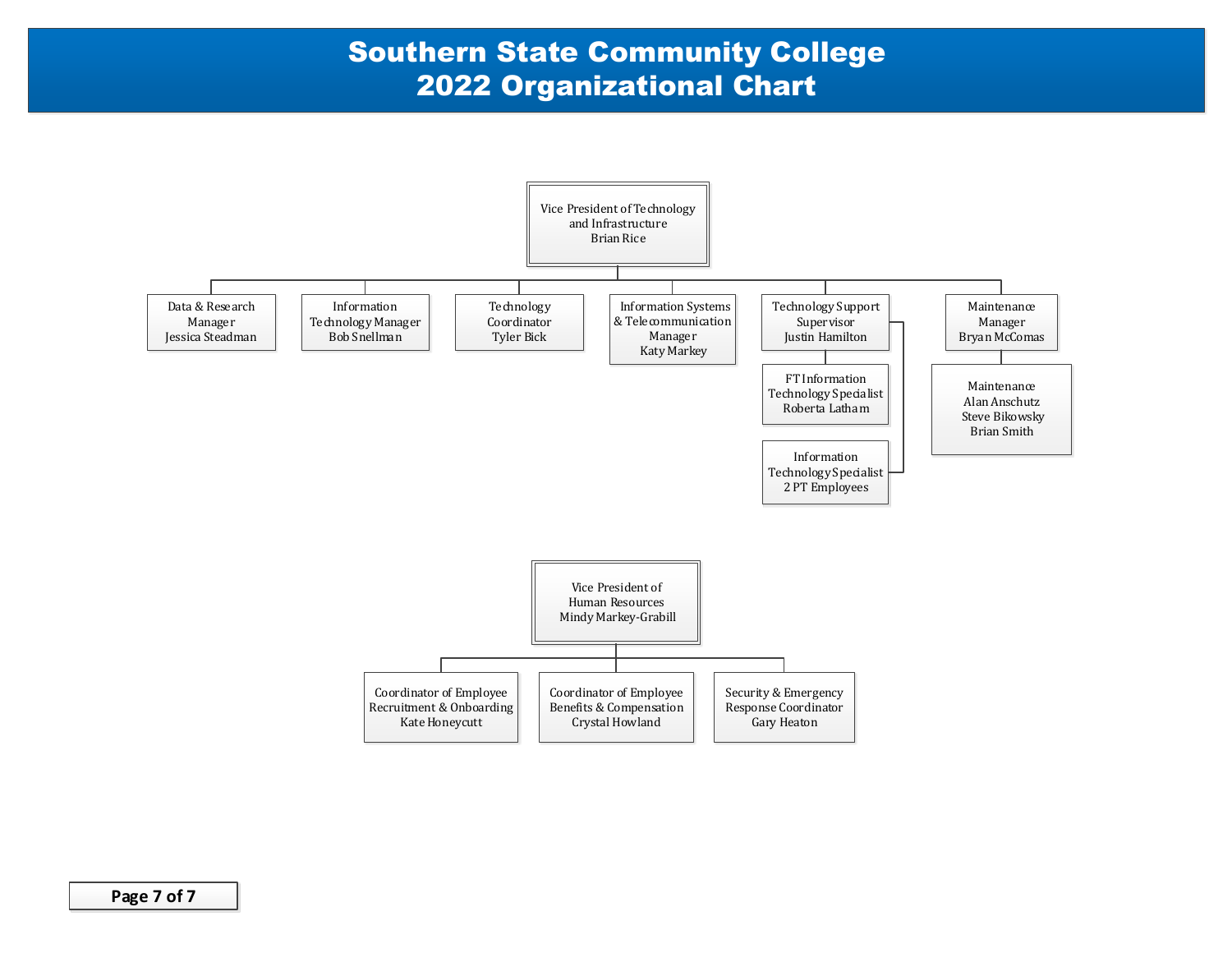# Southern State Community College
# 2022 Organizational Chart

**Vice President of Technology and Infrastructure**
Brian Rice

- Data & Research Manager
  Jessica Steadman
- Information Technology Manager
  Bob Snellman
- Technology Coordinator
  Tyler Bick
- Information Systems & Telecommunication Manager
  Katy Markey
- Technology Support Supervisor
  Justin Hamilton
  - FT Information Technology Specialist
    Roberta Latham
  - Information Technology Specialist
    2 PT Employees
- Maintenance Manager
  Bryan McComas
  - Maintenance
    Alan Anschutz
    Steve Bikowsky
    Brian Smith

**Vice President of Human Resources**
Mindy Markey-Grabill

- Coordinator of Employee Recruitment & Onboarding
  Kate Honeycutt
- Coordinator of Employee Benefits & Compensation
  Crystal Howland
- Security & Emergency Response Coordinator
  Gary Heaton